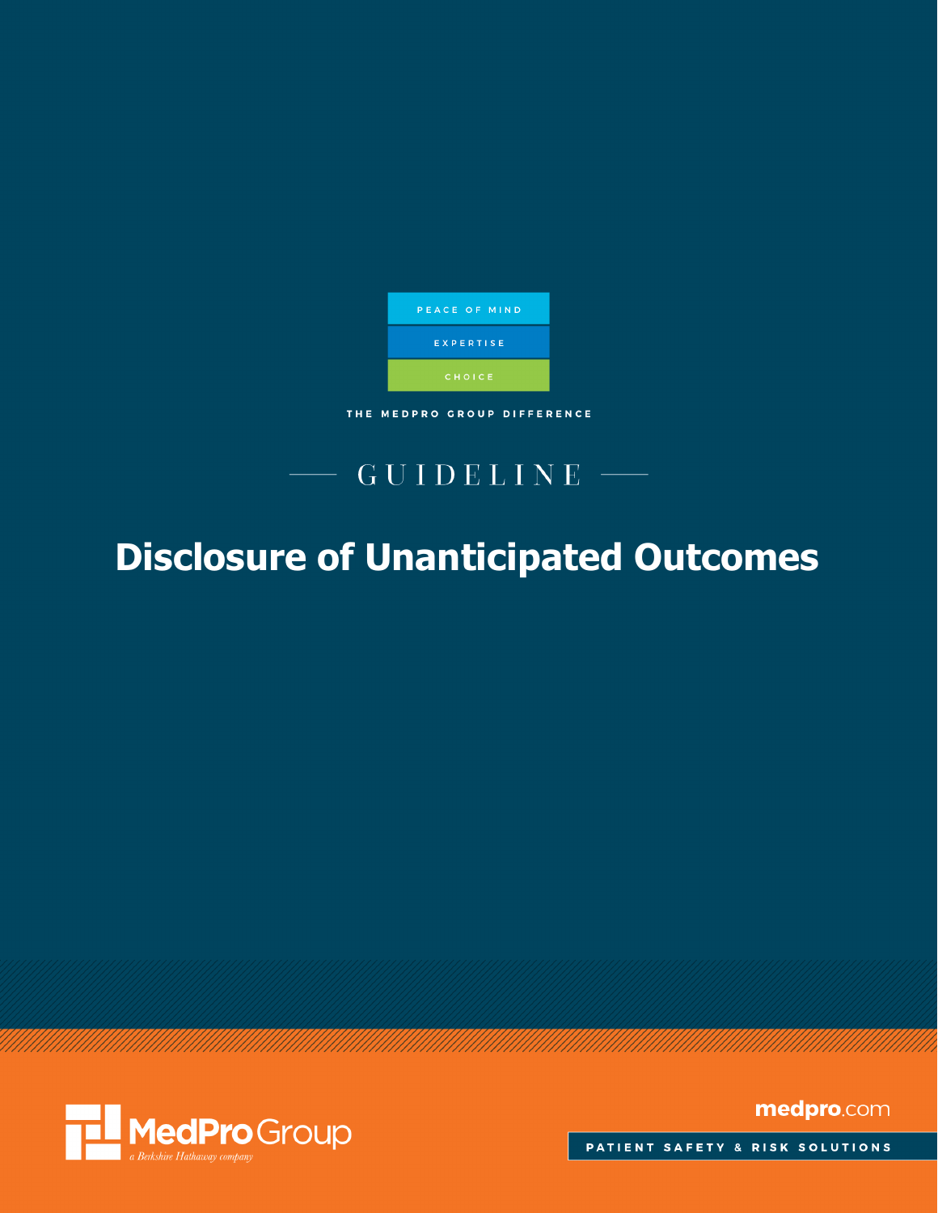PEACE OF MIND

EXPERTISE

CHOICE

THE MEDPRO GROUP DIFFERENCE

GUIDELINE

# Disclosure of Unanticipated Outcomes

MedPro Group

a Berkshire Hathaway company

medpro.com

PATIENT SAFETY & RISK SOLUTIONS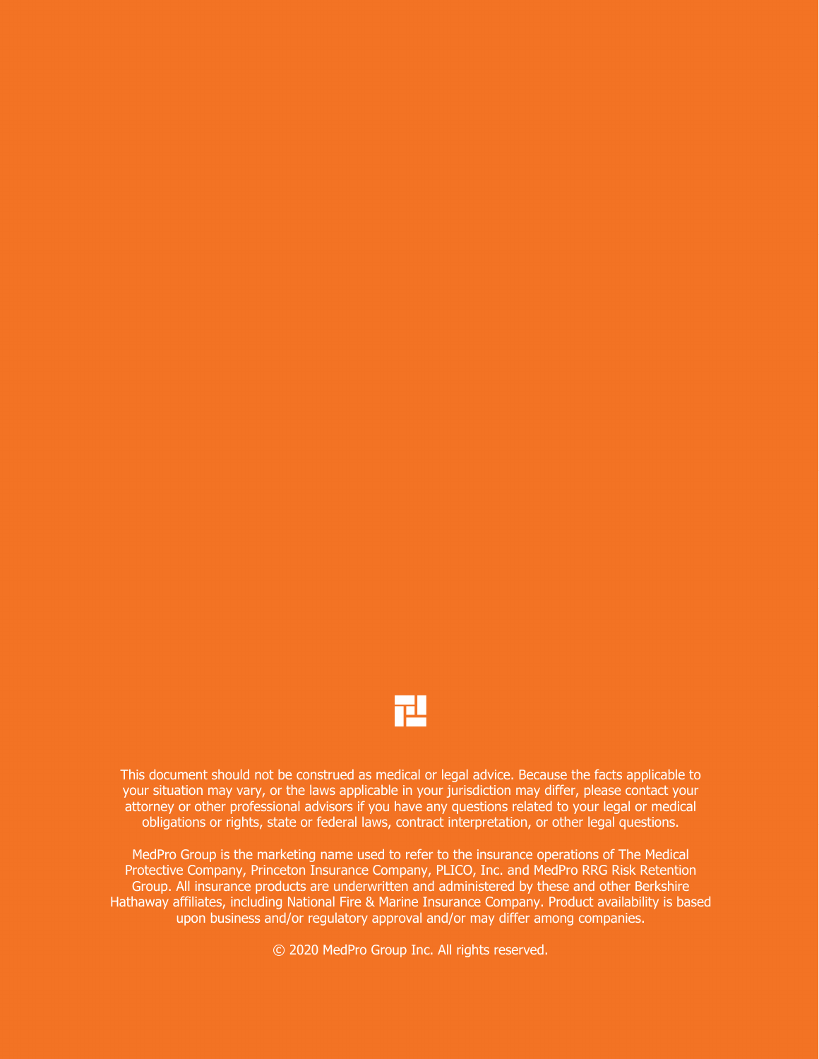This document should not be construed as medical or legal advice. Because the facts applicable to your situation may vary, or the laws applicable in your jurisdiction may differ, please contact your attorney or other professional advisors if you have any questions related to your legal or medical obligations or rights, state or federal laws, contract interpretation, or other legal questions.

MedPro Group is the marketing name used to refer to the insurance operations of The Medical Protective Company, Princeton Insurance Company, PLICO, Inc. and MedPro RRG Risk Retention Group. All insurance products are underwritten and administered by these and other Berkshire Hathaway affiliates, including National Fire & Marine Insurance Company. Product availability is based upon business and/or regulatory approval and/or may differ among companies.

© 2020 MedPro Group Inc. All rights reserved.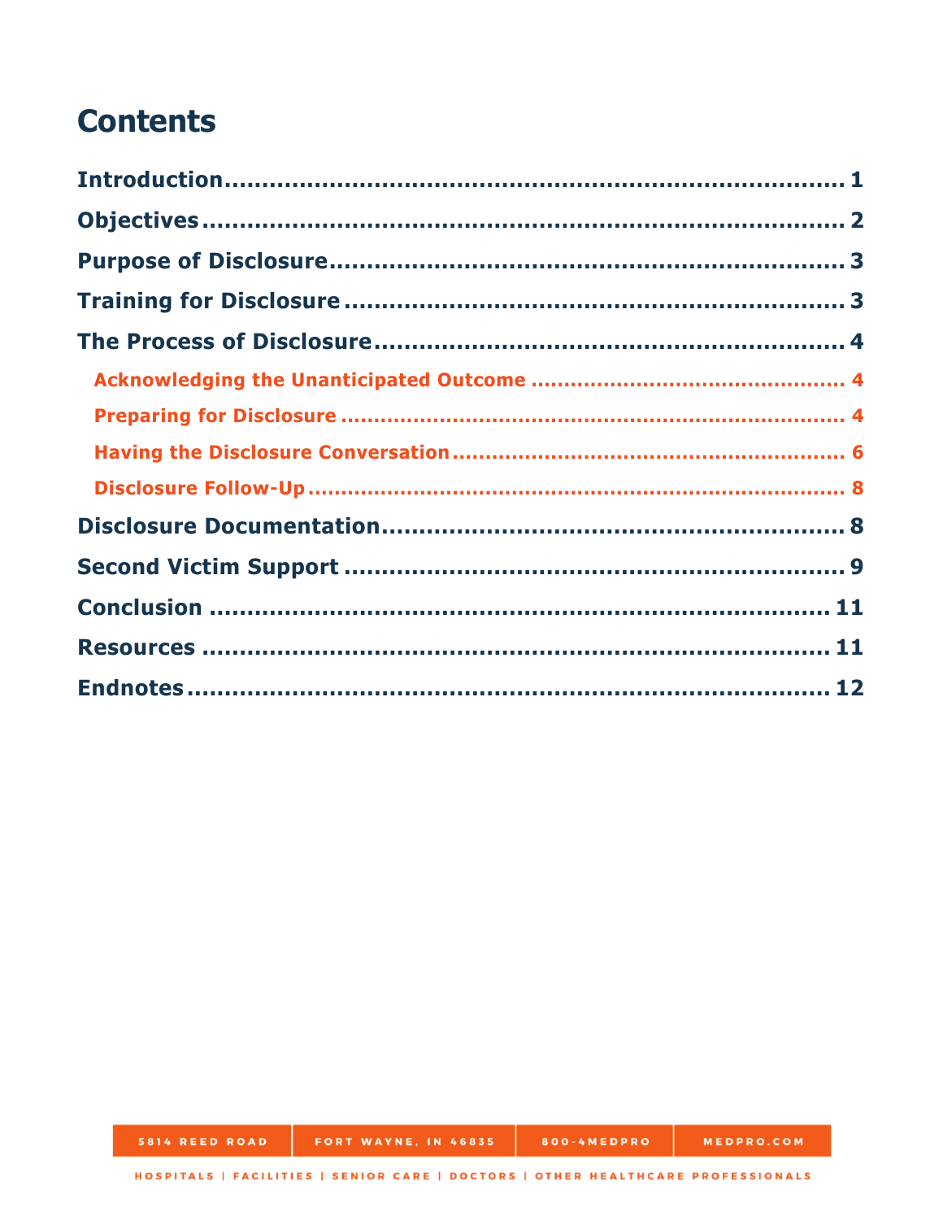# Contents

**Introduction** .................................................................... 1

**Objectives** ....................................................................... 2

**Purpose of Disclosure** ...................................................... 3

**Training for Disclosure** ..................................................... 3

**The Process of Disclosure** ................................................. 4

- **Acknowledging the Unanticipated Outcome** ........................ 4
- **Preparing for Disclosure** .................................................. 4
- **Having the Disclosure Conversation** .................................. 6
- **Disclosure Follow-Up** ....................................................... 8

**Disclosure Documentation** ................................................ 8

**Second Victim Support** ..................................................... 9

**Conclusion** ...................................................................... 11

**Resources** ....................................................................... 11

**Endnotes** ........................................................................ 12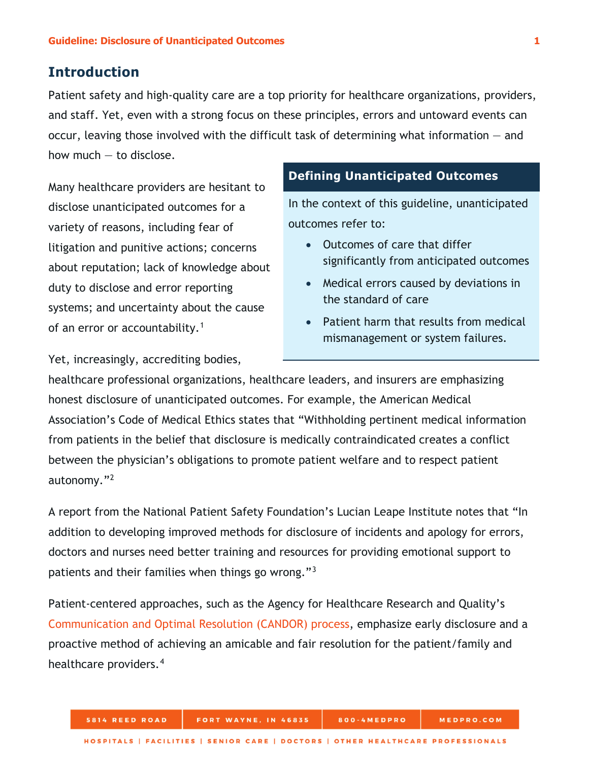## Introduction

Patient safety and high-quality care are a top priority for healthcare organizations, providers, and staff. Yet, even with a strong focus on these principles, errors and untoward events can occur, leaving those involved with the difficult task of determining what information — and how much — to disclose.

Many healthcare providers are hesitant to disclose unanticipated outcomes for a variety of reasons, including fear of litigation and punitive actions; concerns about reputation; lack of knowledge about duty to disclose and error reporting systems; and uncertainty about the cause of an error or accountability.[1]

Yet, increasingly, accrediting bodies, healthcare professional organizations, healthcare leaders, and insurers are emphasizing honest disclosure of unanticipated outcomes. For example, the American Medical Association's Code of Medical Ethics states that "Withholding pertinent medical information from patients in the belief that disclosure is medically contraindicated creates a conflict between the physician's obligations to promote patient welfare and to respect patient autonomy."[2]

A report from the National Patient Safety Foundation's Lucian Leape Institute notes that "In addition to developing improved methods for disclosure of incidents and apology for errors, doctors and nurses need better training and resources for providing emotional support to patients and their families when things go wrong."[3]

Patient-centered approaches, such as the Agency for Healthcare Research and Quality's Communication and Optimal Resolution (CANDOR) process, emphasize early disclosure and a proactive method of achieving an amicable and fair resolution for the patient/family and healthcare providers.[4]

### Defining Unanticipated Outcomes

In the context of this guideline, unanticipated outcomes refer to:

- Outcomes of care that differ significantly from anticipated outcomes
- Medical errors caused by deviations in the standard of care
- Patient harm that results from medical mismanagement or system failures.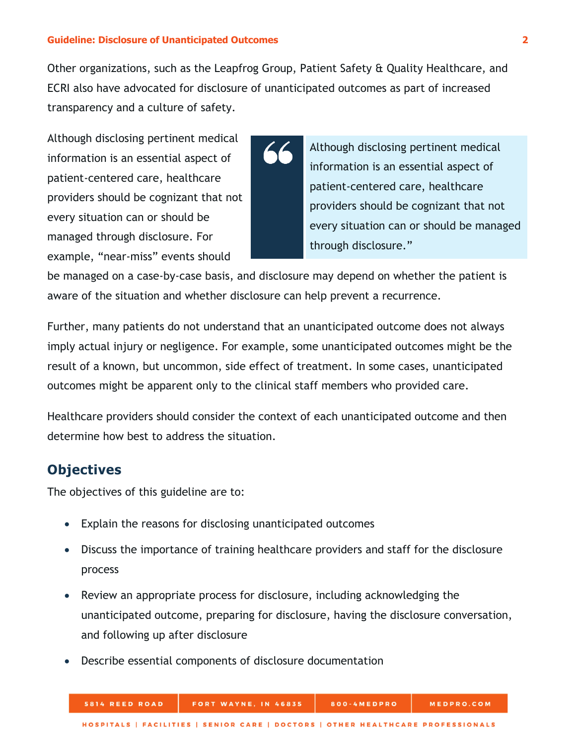Other organizations, such as the Leapfrog Group, Patient Safety & Quality Healthcare, and ECRI also have advocated for disclosure of unanticipated outcomes as part of increased transparency and a culture of safety.

Although disclosing pertinent medical information is an essential aspect of patient-centered care, healthcare providers should be cognizant that not every situation can or should be managed through disclosure. For example, "near-miss" events should be managed on a case-by-case basis, and disclosure may depend on whether the patient is aware of the situation and whether disclosure can help prevent a recurrence.

> "Although disclosing pertinent medical information is an essential aspect of patient-centered care, healthcare providers should be cognizant that not every situation can or should be managed through disclosure."

Further, many patients do not understand that an unanticipated outcome does not always imply actual injury or negligence. For example, some unanticipated outcomes might be the result of a known, but uncommon, side effect of treatment. In some cases, unanticipated outcomes might be apparent only to the clinical staff members who provided care.

Healthcare providers should consider the context of each unanticipated outcome and then determine how best to address the situation.

## Objectives

The objectives of this guideline are to:

- Explain the reasons for disclosing unanticipated outcomes
- Discuss the importance of training healthcare providers and staff for the disclosure process
- Review an appropriate process for disclosure, including acknowledging the unanticipated outcome, preparing for disclosure, having the disclosure conversation, and following up after disclosure
- Describe essential components of disclosure documentation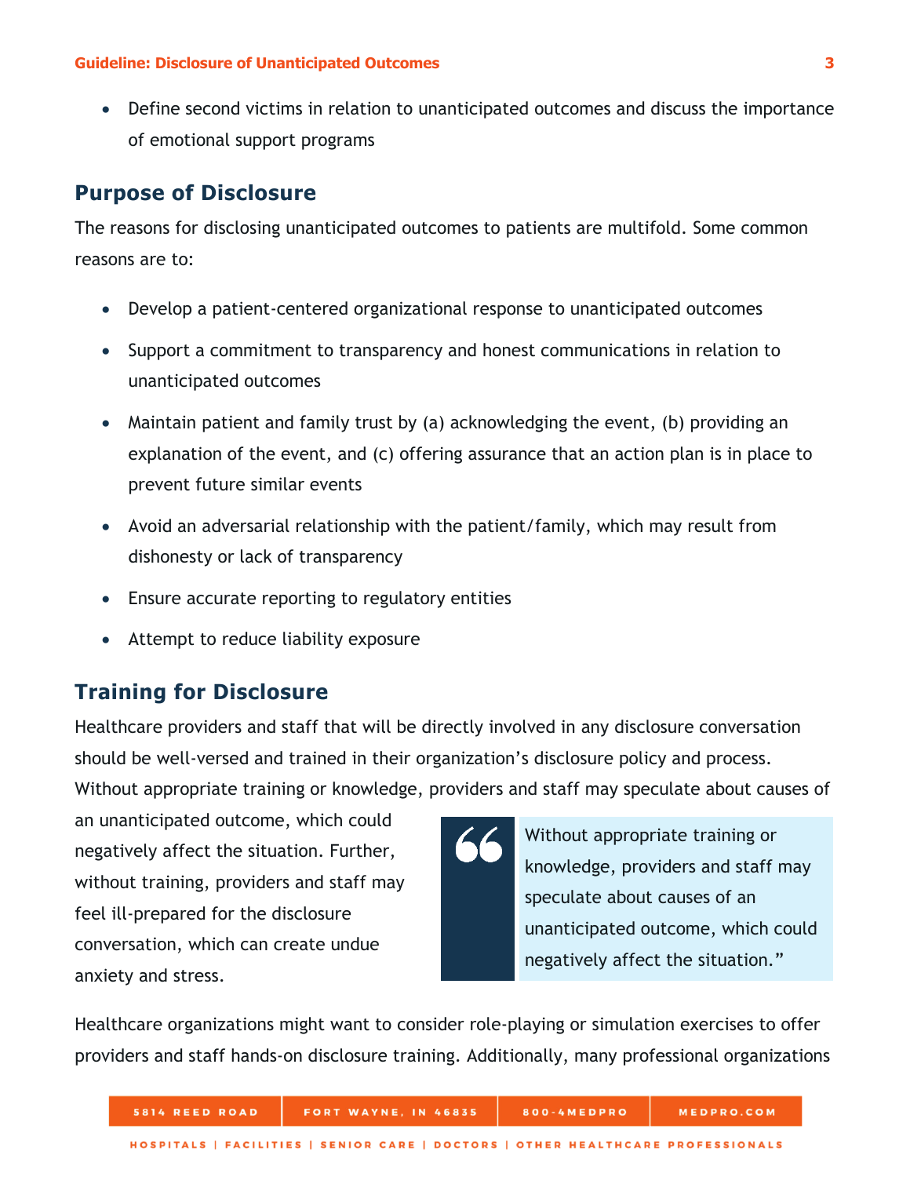- Define second victims in relation to unanticipated outcomes and discuss the importance of emotional support programs

## Purpose of Disclosure

The reasons for disclosing unanticipated outcomes to patients are multifold. Some common reasons are to:

- Develop a patient-centered organizational response to unanticipated outcomes
- Support a commitment to transparency and honest communications in relation to unanticipated outcomes
- Maintain patient and family trust by (a) acknowledging the event, (b) providing an explanation of the event, and (c) offering assurance that an action plan is in place to prevent future similar events
- Avoid an adversarial relationship with the patient/family, which may result from dishonesty or lack of transparency
- Ensure accurate reporting to regulatory entities
- Attempt to reduce liability exposure

## Training for Disclosure

Healthcare providers and staff that will be directly involved in any disclosure conversation should be well-versed and trained in their organization's disclosure policy and process. Without appropriate training or knowledge, providers and staff may speculate about causes of an unanticipated outcome, which could negatively affect the situation. Further, without training, providers and staff may feel ill-prepared for the disclosure conversation, which can create undue anxiety and stress.

> "Without appropriate training or knowledge, providers and staff may speculate about causes of an unanticipated outcome, which could negatively affect the situation."

Healthcare organizations might want to consider role-playing or simulation exercises to offer providers and staff hands-on disclosure training. Additionally, many professional organizations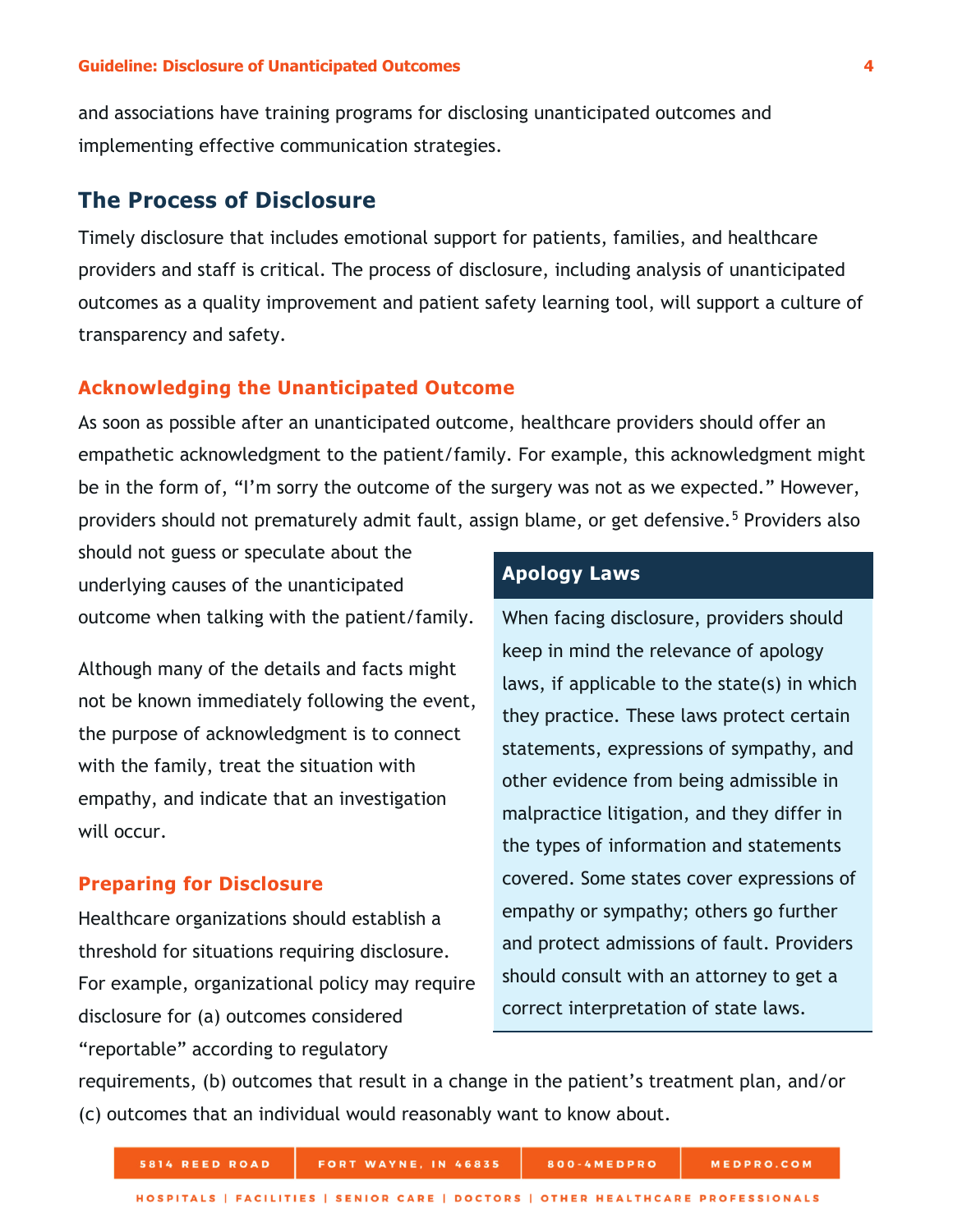and associations have training programs for disclosing unanticipated outcomes and implementing effective communication strategies.

## The Process of Disclosure

Timely disclosure that includes emotional support for patients, families, and healthcare providers and staff is critical. The process of disclosure, including analysis of unanticipated outcomes as a quality improvement and patient safety learning tool, will support a culture of transparency and safety.

### Acknowledging the Unanticipated Outcome

As soon as possible after an unanticipated outcome, healthcare providers should offer an empathetic acknowledgment to the patient/family. For example, this acknowledgment might be in the form of, "I'm sorry the outcome of the surgery was not as we expected." However, providers should not prematurely admit fault, assign blame, or get defensive.[5] Providers also should not guess or speculate about the underlying causes of the unanticipated outcome when talking with the patient/family.

Although many of the details and facts might not be known immediately following the event, the purpose of acknowledgment is to connect with the family, treat the situation with empathy, and indicate that an investigation will occur.

> **Apology Laws**
>
> When facing disclosure, providers should keep in mind the relevance of apology laws, if applicable to the state(s) in which they practice. These laws protect certain statements, expressions of sympathy, and other evidence from being admissible in malpractice litigation, and they differ in the types of information and statements covered. Some states cover expressions of empathy or sympathy; others go further and protect admissions of fault. Providers should consult with an attorney to get a correct interpretation of state laws.

### Preparing for Disclosure

Healthcare organizations should establish a threshold for situations requiring disclosure. For example, organizational policy may require disclosure for (a) outcomes considered "reportable" according to regulatory requirements, (b) outcomes that result in a change in the patient's treatment plan, and/or (c) outcomes that an individual would reasonably want to know about.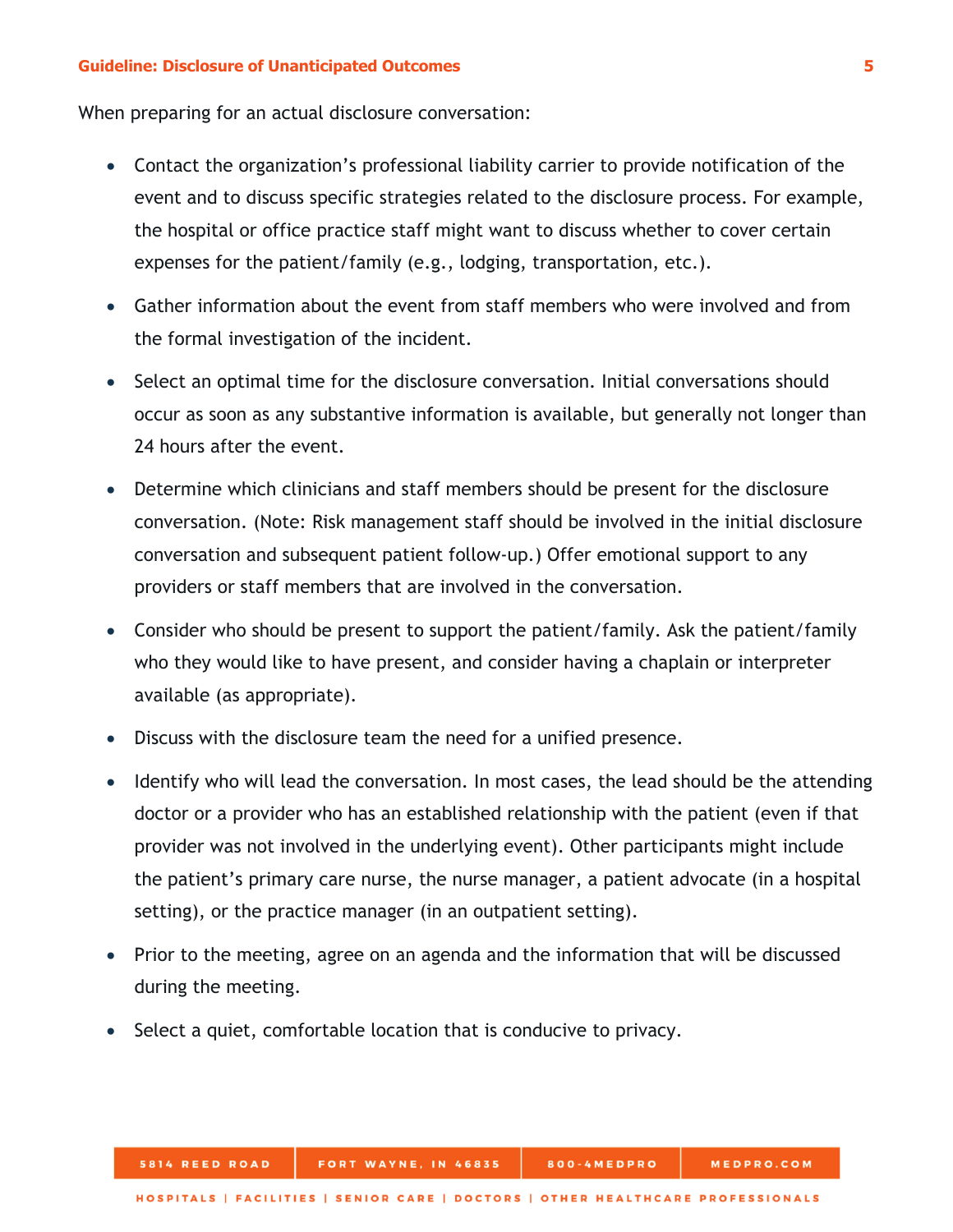When preparing for an actual disclosure conversation:

- Contact the organization's professional liability carrier to provide notification of the event and to discuss specific strategies related to the disclosure process. For example, the hospital or office practice staff might want to discuss whether to cover certain expenses for the patient/family (e.g., lodging, transportation, etc.).
- Gather information about the event from staff members who were involved and from the formal investigation of the incident.
- Select an optimal time for the disclosure conversation. Initial conversations should occur as soon as any substantive information is available, but generally not longer than 24 hours after the event.
- Determine which clinicians and staff members should be present for the disclosure conversation. (Note: Risk management staff should be involved in the initial disclosure conversation and subsequent patient follow-up.) Offer emotional support to any providers or staff members that are involved in the conversation.
- Consider who should be present to support the patient/family. Ask the patient/family who they would like to have present, and consider having a chaplain or interpreter available (as appropriate).
- Discuss with the disclosure team the need for a unified presence.
- Identify who will lead the conversation. In most cases, the lead should be the attending doctor or a provider who has an established relationship with the patient (even if that provider was not involved in the underlying event). Other participants might include the patient's primary care nurse, the nurse manager, a patient advocate (in a hospital setting), or the practice manager (in an outpatient setting).
- Prior to the meeting, agree on an agenda and the information that will be discussed during the meeting.
- Select a quiet, comfortable location that is conducive to privacy.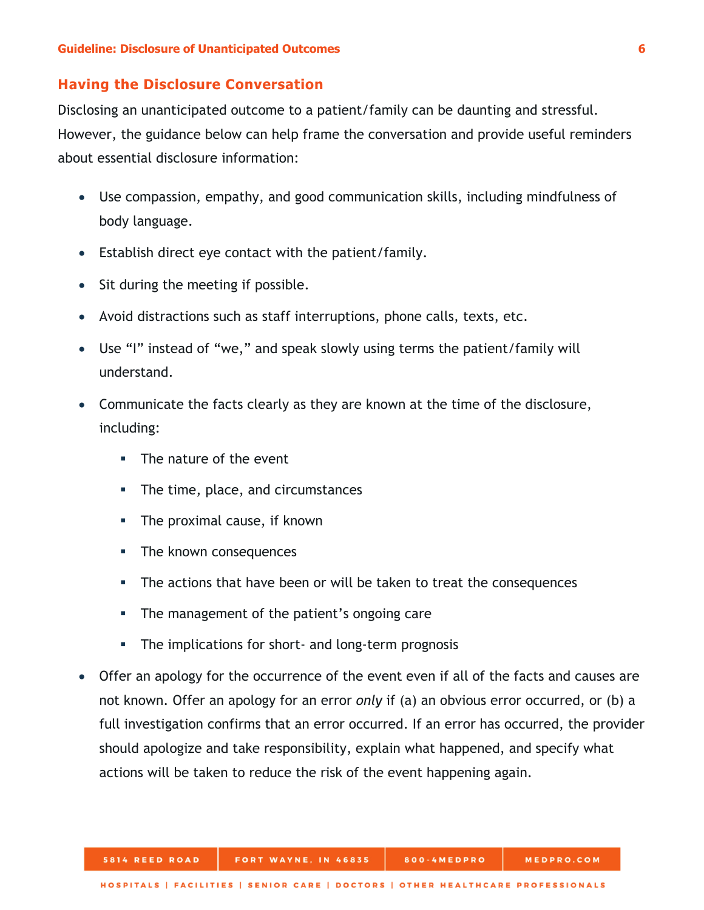## Having the Disclosure Conversation

Disclosing an unanticipated outcome to a patient/family can be daunting and stressful. However, the guidance below can help frame the conversation and provide useful reminders about essential disclosure information:

- Use compassion, empathy, and good communication skills, including mindfulness of body language.
- Establish direct eye contact with the patient/family.
- Sit during the meeting if possible.
- Avoid distractions such as staff interruptions, phone calls, texts, etc.
- Use "I" instead of "we," and speak slowly using terms the patient/family will understand.
- Communicate the facts clearly as they are known at the time of the disclosure, including:
  - The nature of the event
  - The time, place, and circumstances
  - The proximal cause, if known
  - The known consequences
  - The actions that have been or will be taken to treat the consequences
  - The management of the patient's ongoing care
  - The implications for short- and long-term prognosis
- Offer an apology for the occurrence of the event even if all of the facts and causes are not known. Offer an apology for an error *only* if (a) an obvious error occurred, or (b) a full investigation confirms that an error occurred. If an error has occurred, the provider should apologize and take responsibility, explain what happened, and specify what actions will be taken to reduce the risk of the event happening again.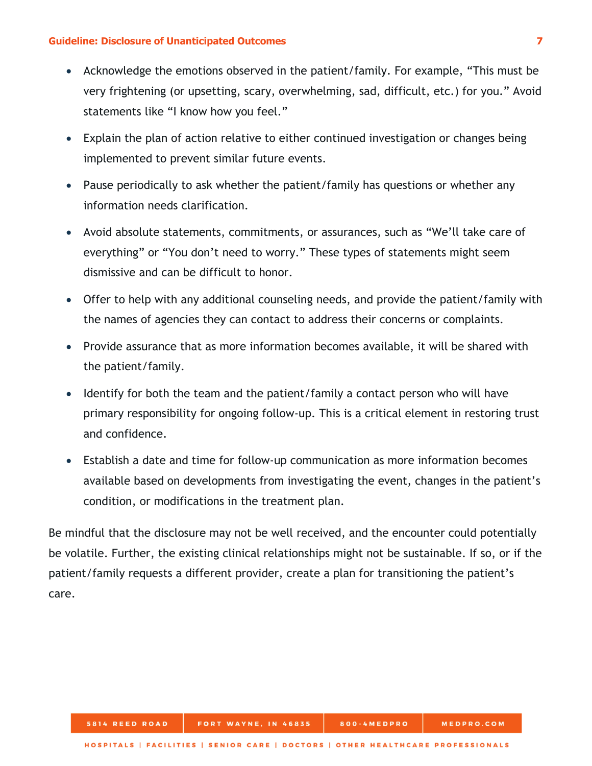- Acknowledge the emotions observed in the patient/family. For example, "This must be very frightening (or upsetting, scary, overwhelming, sad, difficult, etc.) for you." Avoid statements like "I know how you feel."
- Explain the plan of action relative to either continued investigation or changes being implemented to prevent similar future events.
- Pause periodically to ask whether the patient/family has questions or whether any information needs clarification.
- Avoid absolute statements, commitments, or assurances, such as "We'll take care of everything" or "You don't need to worry." These types of statements might seem dismissive and can be difficult to honor.
- Offer to help with any additional counseling needs, and provide the patient/family with the names of agencies they can contact to address their concerns or complaints.
- Provide assurance that as more information becomes available, it will be shared with the patient/family.
- Identify for both the team and the patient/family a contact person who will have primary responsibility for ongoing follow-up. This is a critical element in restoring trust and confidence.
- Establish a date and time for follow-up communication as more information becomes available based on developments from investigating the event, changes in the patient's condition, or modifications in the treatment plan.

Be mindful that the disclosure may not be well received, and the encounter could potentially be volatile. Further, the existing clinical relationships might not be sustainable. If so, or if the patient/family requests a different provider, create a plan for transitioning the patient's care.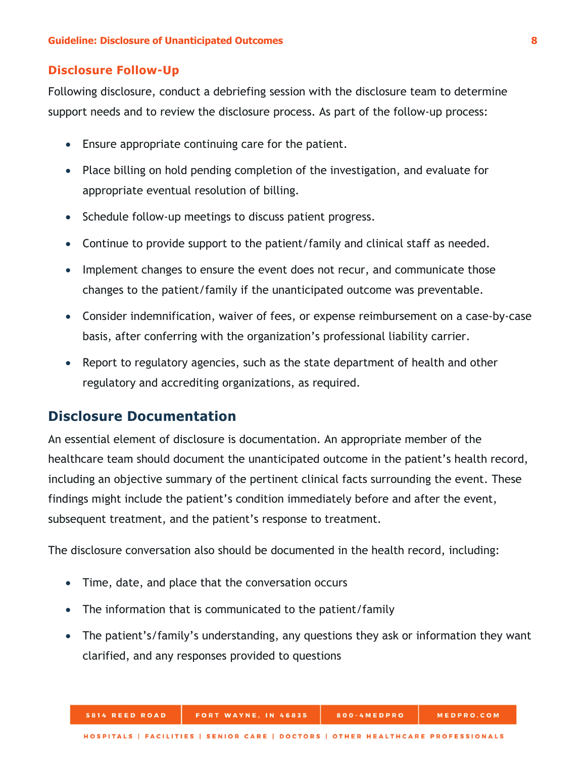### Disclosure Follow-Up

Following disclosure, conduct a debriefing session with the disclosure team to determine support needs and to review the disclosure process. As part of the follow-up process:

- Ensure appropriate continuing care for the patient.
- Place billing on hold pending completion of the investigation, and evaluate for appropriate eventual resolution of billing.
- Schedule follow-up meetings to discuss patient progress.
- Continue to provide support to the patient/family and clinical staff as needed.
- Implement changes to ensure the event does not recur, and communicate those changes to the patient/family if the unanticipated outcome was preventable.
- Consider indemnification, waiver of fees, or expense reimbursement on a case-by-case basis, after conferring with the organization's professional liability carrier.
- Report to regulatory agencies, such as the state department of health and other regulatory and accrediting organizations, as required.

## Disclosure Documentation

An essential element of disclosure is documentation. An appropriate member of the healthcare team should document the unanticipated outcome in the patient's health record, including an objective summary of the pertinent clinical facts surrounding the event. These findings might include the patient's condition immediately before and after the event, subsequent treatment, and the patient's response to treatment.

The disclosure conversation also should be documented in the health record, including:

- Time, date, and place that the conversation occurs
- The information that is communicated to the patient/family
- The patient's/family's understanding, any questions they ask or information they want clarified, and any responses provided to questions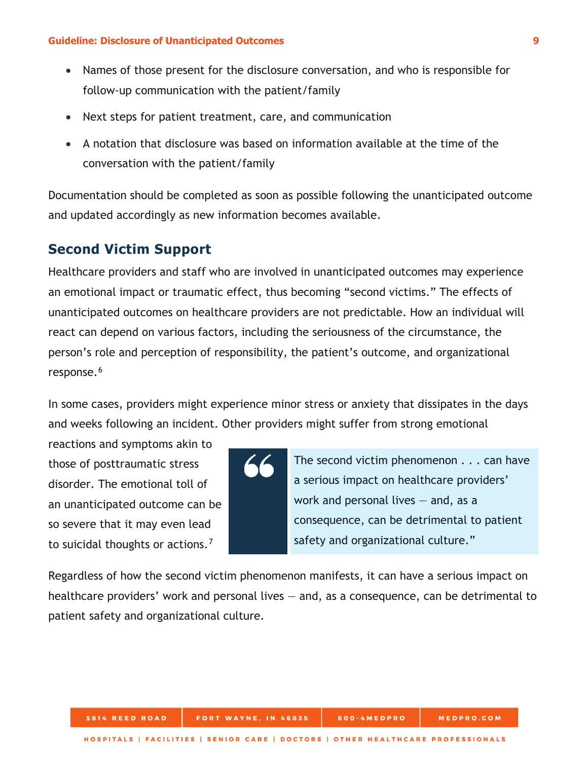- Names of those present for the disclosure conversation, and who is responsible for follow-up communication with the patient/family
- Next steps for patient treatment, care, and communication
- A notation that disclosure was based on information available at the time of the conversation with the patient/family

Documentation should be completed as soon as possible following the unanticipated outcome and updated accordingly as new information becomes available.

## Second Victim Support

Healthcare providers and staff who are involved in unanticipated outcomes may experience an emotional impact or traumatic effect, thus becoming "second victims." The effects of unanticipated outcomes on healthcare providers are not predictable. How an individual will react can depend on various factors, including the seriousness of the circumstance, the person's role and perception of responsibility, the patient's outcome, and organizational response.[6]

In some cases, providers might experience minor stress or anxiety that dissipates in the days and weeks following an incident. Other providers might suffer from strong emotional reactions and symptoms akin to those of posttraumatic stress disorder. The emotional toll of an unanticipated outcome can be so severe that it may even lead to suicidal thoughts or actions.[7]

> The second victim phenomenon . . . can have a serious impact on healthcare providers' work and personal lives — and, as a consequence, can be detrimental to patient safety and organizational culture."

Regardless of how the second victim phenomenon manifests, it can have a serious impact on healthcare providers' work and personal lives — and, as a consequence, can be detrimental to patient safety and organizational culture.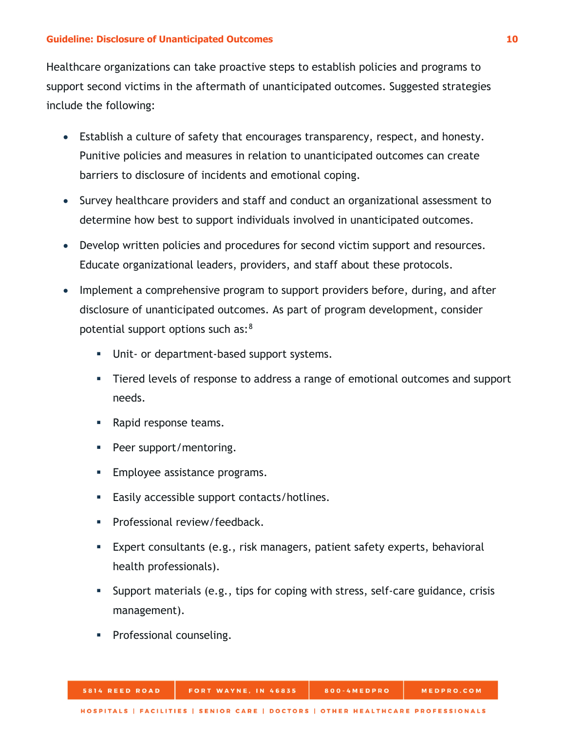Healthcare organizations can take proactive steps to establish policies and programs to support second victims in the aftermath of unanticipated outcomes. Suggested strategies include the following:

- Establish a culture of safety that encourages transparency, respect, and honesty. Punitive policies and measures in relation to unanticipated outcomes can create barriers to disclosure of incidents and emotional coping.
- Survey healthcare providers and staff and conduct an organizational assessment to determine how best to support individuals involved in unanticipated outcomes.
- Develop written policies and procedures for second victim support and resources. Educate organizational leaders, providers, and staff about these protocols.
- Implement a comprehensive program to support providers before, during, and after disclosure of unanticipated outcomes. As part of program development, consider potential support options such as:[8]
  - Unit- or department-based support systems.
  - Tiered levels of response to address a range of emotional outcomes and support needs.
  - Rapid response teams.
  - Peer support/mentoring.
  - Employee assistance programs.
  - Easily accessible support contacts/hotlines.
  - Professional review/feedback.
  - Expert consultants (e.g., risk managers, patient safety experts, behavioral health professionals).
  - Support materials (e.g., tips for coping with stress, self-care guidance, crisis management).
  - Professional counseling.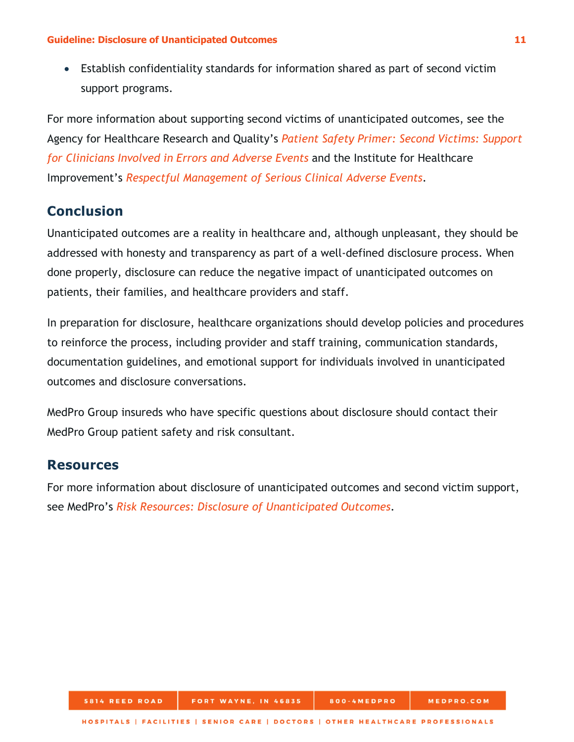- Establish confidentiality standards for information shared as part of second victim support programs.

For more information about supporting second victims of unanticipated outcomes, see the Agency for Healthcare Research and Quality's *Patient Safety Primer: Second Victims: Support for Clinicians Involved in Errors and Adverse Events* and the Institute for Healthcare Improvement's *Respectful Management of Serious Clinical Adverse Events*.

## Conclusion

Unanticipated outcomes are a reality in healthcare and, although unpleasant, they should be addressed with honesty and transparency as part of a well-defined disclosure process. When done properly, disclosure can reduce the negative impact of unanticipated outcomes on patients, their families, and healthcare providers and staff.

In preparation for disclosure, healthcare organizations should develop policies and procedures to reinforce the process, including provider and staff training, communication standards, documentation guidelines, and emotional support for individuals involved in unanticipated outcomes and disclosure conversations.

MedPro Group insureds who have specific questions about disclosure should contact their MedPro Group patient safety and risk consultant.

## Resources

For more information about disclosure of unanticipated outcomes and second victim support, see MedPro's *Risk Resources: Disclosure of Unanticipated Outcomes*.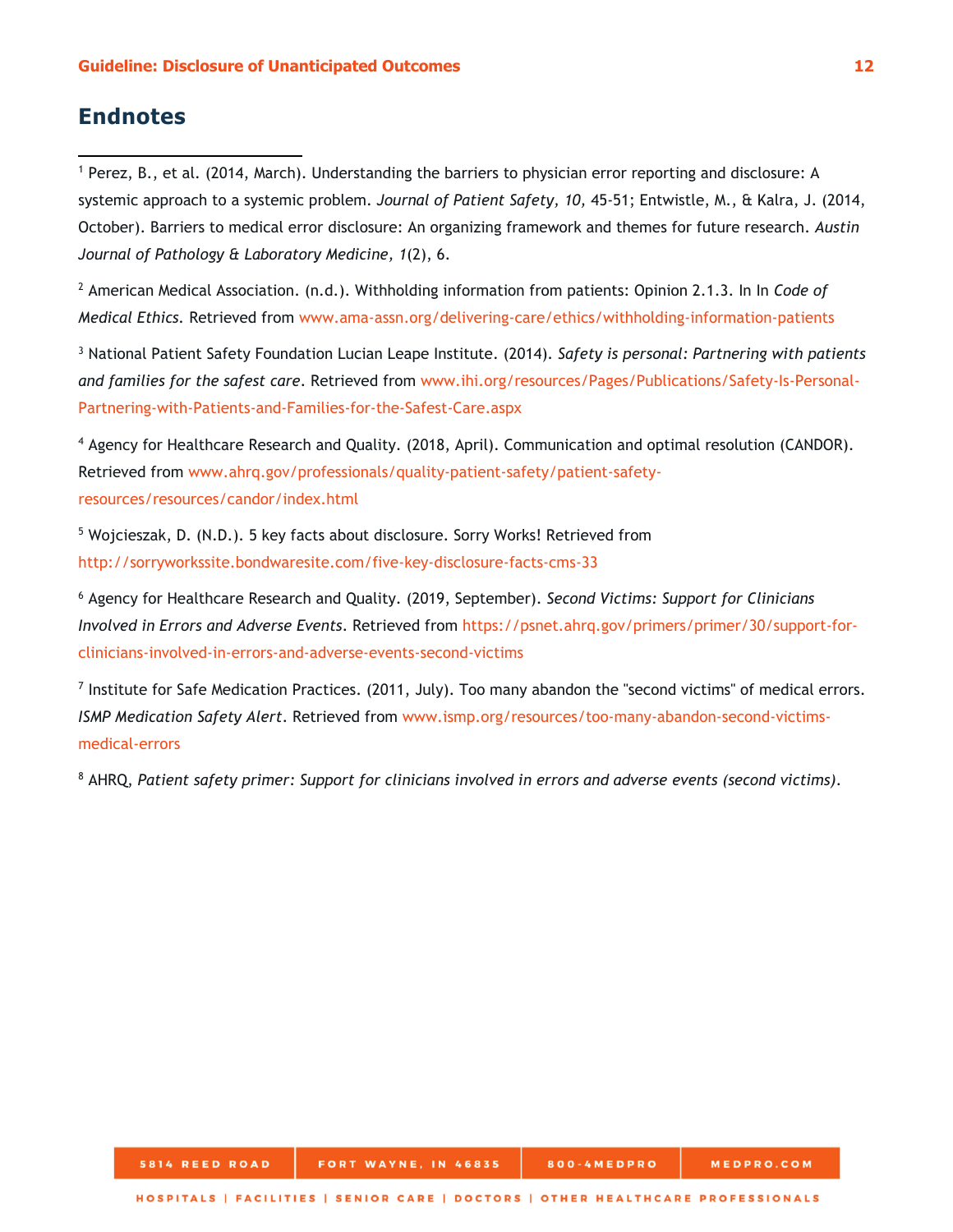## Endnotes

[1] Perez, B., et al. (2014, March). Understanding the barriers to physician error reporting and disclosure: A systemic approach to a systemic problem. *Journal of Patient Safety, 10,* 45-51; Entwistle, M., & Kalra, J. (2014, October). Barriers to medical error disclosure: An organizing framework and themes for future research. *Austin Journal of Pathology & Laboratory Medicine, 1*(2), 6.

[2] American Medical Association. (n.d.). Withholding information from patients: Opinion 2.1.3. In In *Code of Medical Ethics*. Retrieved from www.ama-assn.org/delivering-care/ethics/withholding-information-patients

[3] National Patient Safety Foundation Lucian Leape Institute. (2014). *Safety is personal: Partnering with patients and families for the safest care*. Retrieved from www.ihi.org/resources/Pages/Publications/Safety-Is-Personal-Partnering-with-Patients-and-Families-for-the-Safest-Care.aspx

[4] Agency for Healthcare Research and Quality. (2018, April). Communication and optimal resolution (CANDOR). Retrieved from www.ahrq.gov/professionals/quality-patient-safety/patient-safety-resources/resources/candor/index.html

[5] Wojcieszak, D. (N.D.). 5 key facts about disclosure. Sorry Works! Retrieved from http://sorryworkssite.bondwaresite.com/five-key-disclosure-facts-cms-33

[6] Agency for Healthcare Research and Quality. (2019, September). *Second Victims: Support for Clinicians Involved in Errors and Adverse Events*. Retrieved from https://psnet.ahrq.gov/primers/primer/30/support-for-clinicians-involved-in-errors-and-adverse-events-second-victims

[7] Institute for Safe Medication Practices. (2011, July). Too many abandon the "second victims" of medical errors. *ISMP Medication Safety Alert*. Retrieved from www.ismp.org/resources/too-many-abandon-second-victims-medical-errors

[8] AHRQ, *Patient safety primer: Support for clinicians involved in errors and adverse events (second victims)*.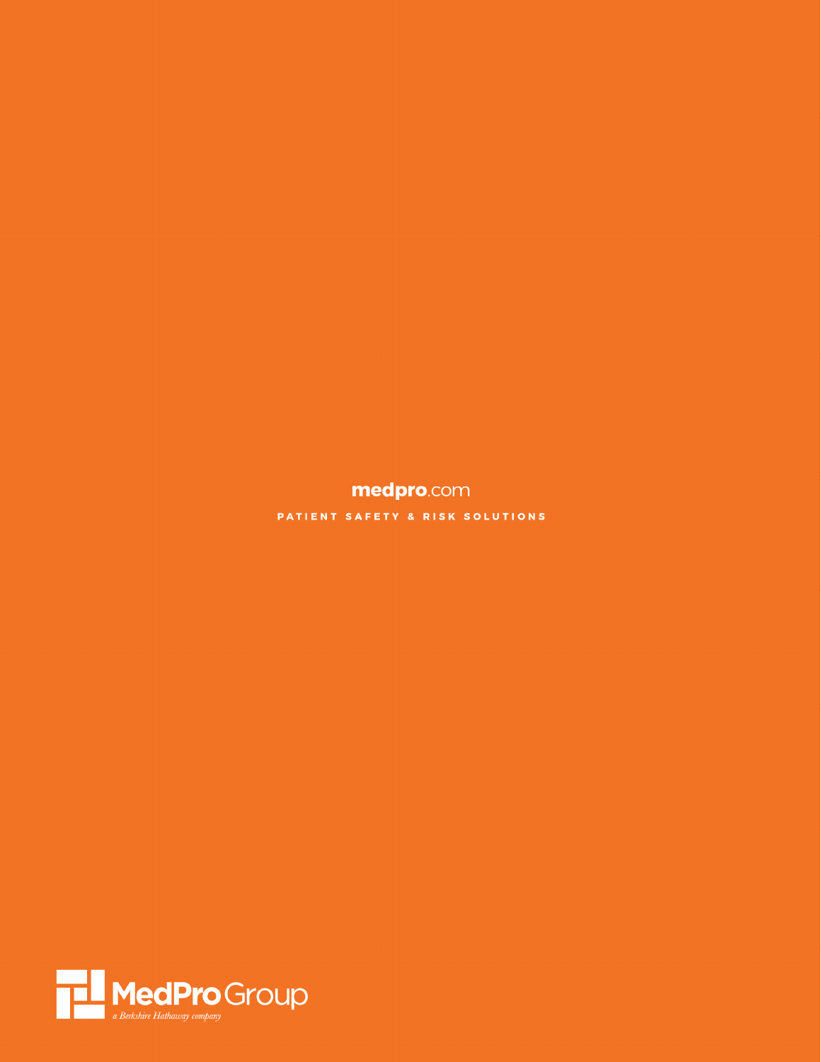medpro.com

PATIENT SAFETY & RISK SOLUTIONS

MedPro Group

a Berkshire Hathaway company